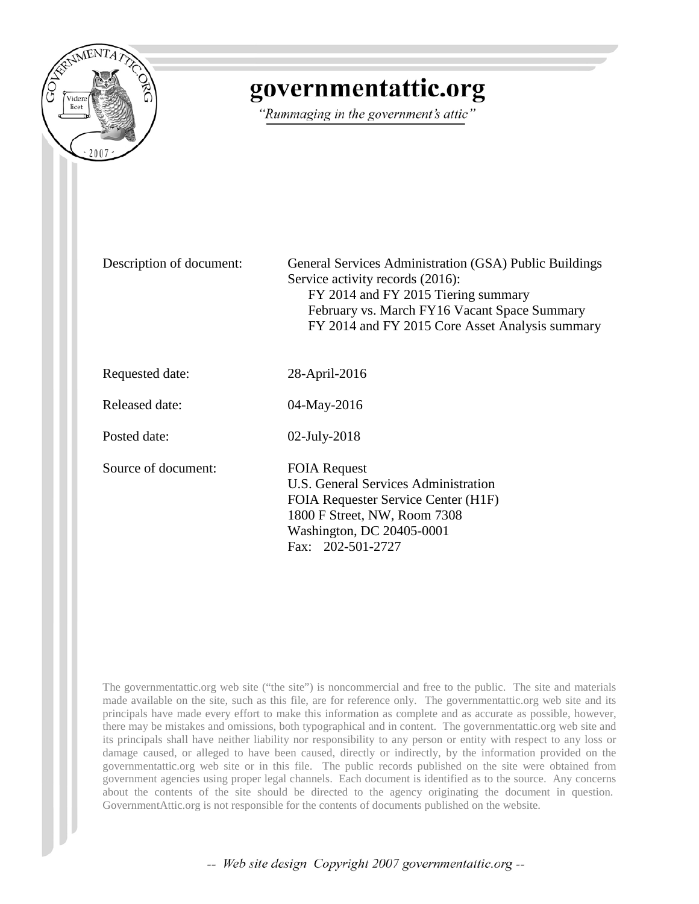# governmentattic.org

*"Rummaging in the government's attic"*

| | |
|---|---|
| Description of document: | General Services Administration (GSA) Public Buildings Service activity records (2016): FY 2014 and FY 2015 Tiering summary; February vs. March FY16 Vacant Space Summary; FY 2014 and FY 2015 Core Asset Analysis summary |
| Requested date: | 28-April-2016 |
| Released date: | 04-May-2016 |
| Posted date: | 02-July-2018 |
| Source of document: | FOIA Request<br>U.S. General Services Administration<br>FOIA Requester Service Center (H1F)<br>1800 F Street, NW, Room 7308<br>Washington, DC 20405-0001<br>Fax: 202-501-2727 |

The governmentattic.org web site ("the site") is noncommercial and free to the public. The site and materials made available on the site, such as this file, are for reference only. The governmentattic.org web site and its principals have made every effort to make this information as complete and as accurate as possible, however, there may be mistakes and omissions, both typographical and in content. The governmentattic.org web site and its principals shall have neither liability nor responsibility to any person or entity with respect to any loss or damage caused, or alleged to have been caused, directly or indirectly, by the information provided on the governmentattic.org web site or in this file. The public records published on the site were obtained from government agencies using proper legal channels. Each document is identified as to the source. Any concerns about the contents of the site should be directed to the agency originating the document in question. GovernmentAttic.org is not responsible for the contents of documents published on the website.

-- Web site design Copyright 2007 governmentattic.org --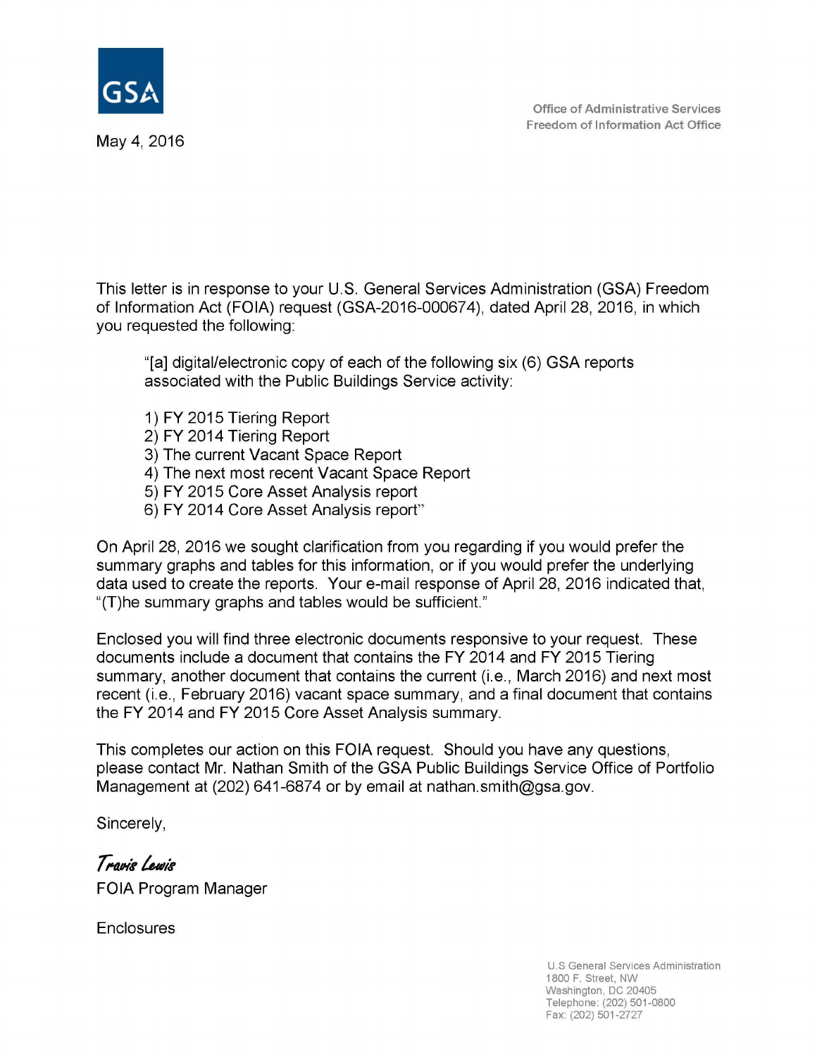GSA

Office of Administrative Services
Freedom of Information Act Office

May 4, 2016

This letter is in response to your U.S. General Services Administration (GSA) Freedom of Information Act (FOIA) request (GSA-2016-000674), dated April 28, 2016, in which you requested the following:

> "[a] digital/electronic copy of each of the following six (6) GSA reports associated with the Public Buildings Service activity:
>
> 1) FY 2015 Tiering Report
> 2) FY 2014 Tiering Report
> 3) The current Vacant Space Report
> 4) The next most recent Vacant Space Report
> 5) FY 2015 Core Asset Analysis report
> 6) FY 2014 Core Asset Analysis report"

On April 28, 2016 we sought clarification from you regarding if you would prefer the summary graphs and tables for this information, or if you would prefer the underlying data used to create the reports. Your e-mail response of April 28, 2016 indicated that, "(T)he summary graphs and tables would be sufficient."

Enclosed you will find three electronic documents responsive to your request. These documents include a document that contains the FY 2014 and FY 2015 Tiering summary, another document that contains the current (i.e., March 2016) and next most recent (i.e., February 2016) vacant space summary, and a final document that contains the FY 2014 and FY 2015 Core Asset Analysis summary.

This completes our action on this FOIA request. Should you have any questions, please contact Mr. Nathan Smith of the GSA Public Buildings Service Office of Portfolio Management at (202) 641-6874 or by email at nathan.smith@gsa.gov.

Sincerely,

*Travis Lewis*
FOIA Program Manager

Enclosures

U.S General Services Administration
1800 F. Street, NW
Washington, DC 20405
Telephone: (202) 501-0800
Fax: (202) 501-2727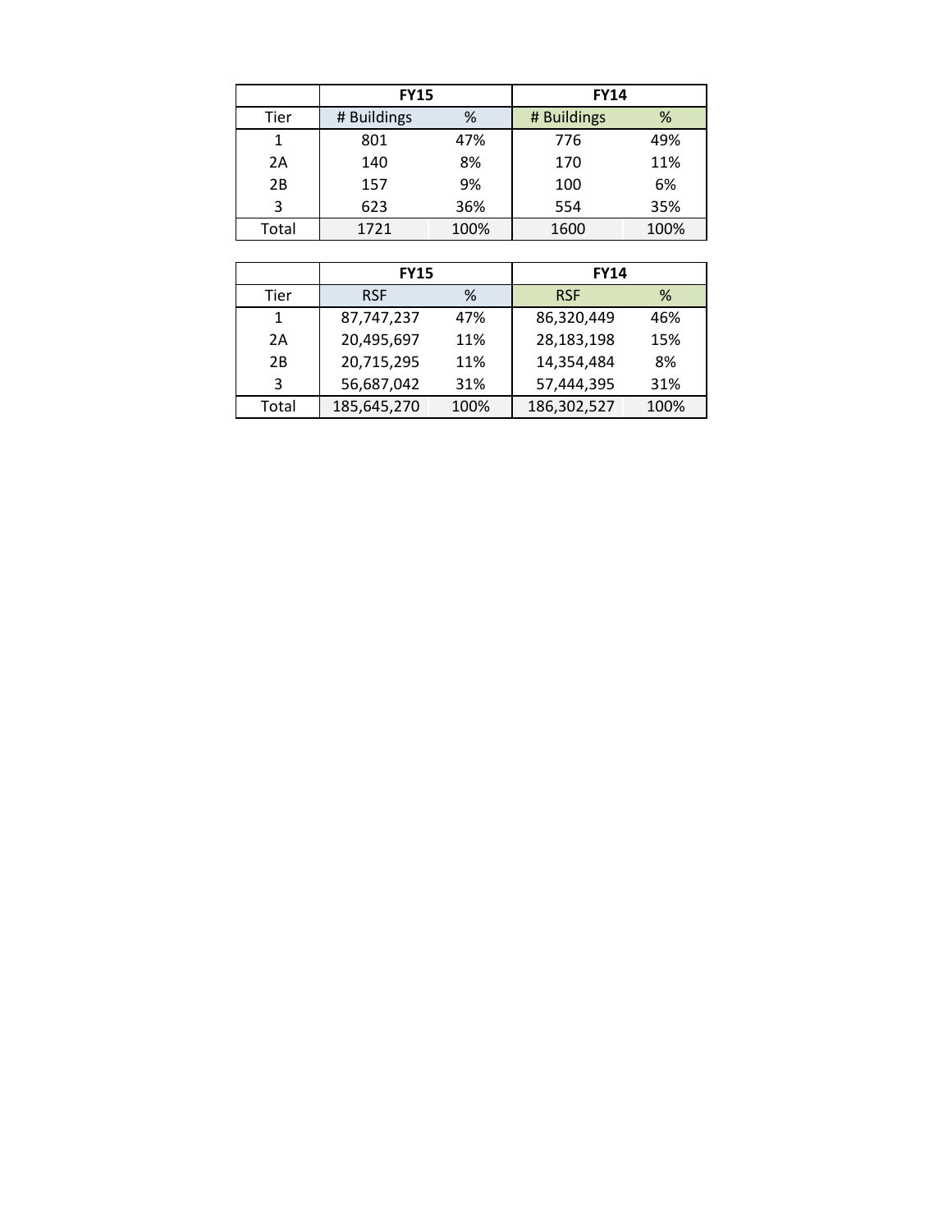| | FY15 | | FY14 | |
|---|---|---|---|---|
| Tier | # Buildings | % | # Buildings | % |
| 1 | 801 | 47% | 776 | 49% |
| 2A | 140 | 8% | 170 | 11% |
| 2B | 157 | 9% | 100 | 6% |
| 3 | 623 | 36% | 554 | 35% |
| Total | 1721 | 100% | 1600 | 100% |

| | FY15 | | FY14 | |
|---|---|---|---|---|
| Tier | RSF | % | RSF | % |
| 1 | 87,747,237 | 47% | 86,320,449 | 46% |
| 2A | 20,495,697 | 11% | 28,183,198 | 15% |
| 2B | 20,715,295 | 11% | 14,354,484 | 8% |
| 3 | 56,687,042 | 31% | 57,444,395 | 31% |
| Total | 185,645,270 | 100% | 186,302,527 | 100% |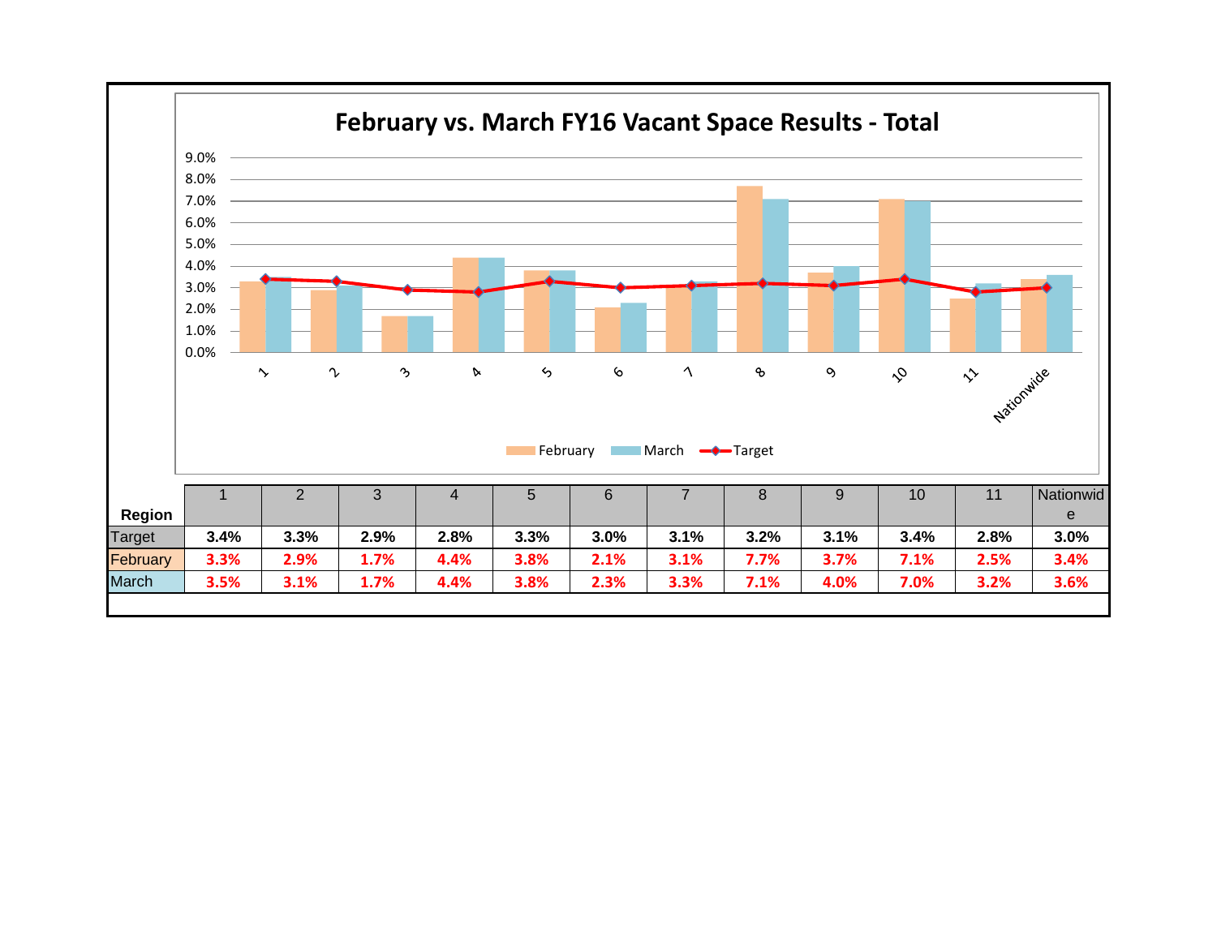# February vs. March FY16 Vacant Space Results - Total

| Region | 1 | 2 | 3 | 4 | 5 | 6 | 7 | 8 | 9 | 10 | 11 | Nationwide |
|---|---|---|---|---|---|---|---|---|---|---|---|---|
| Target | 3.4% | 3.3% | 2.9% | 2.8% | 3.3% | 3.0% | 3.1% | 3.2% | 3.1% | 3.4% | 2.8% | 3.0% |
| February | 3.3% | 2.9% | 1.7% | 4.4% | 3.8% | 2.1% | 3.1% | 7.7% | 3.7% | 7.1% | 2.5% | 3.4% |
| March | 3.5% | 3.1% | 1.7% | 4.4% | 3.8% | 2.3% | 3.3% | 7.1% | 4.0% | 7.0% | 3.2% | 3.6% |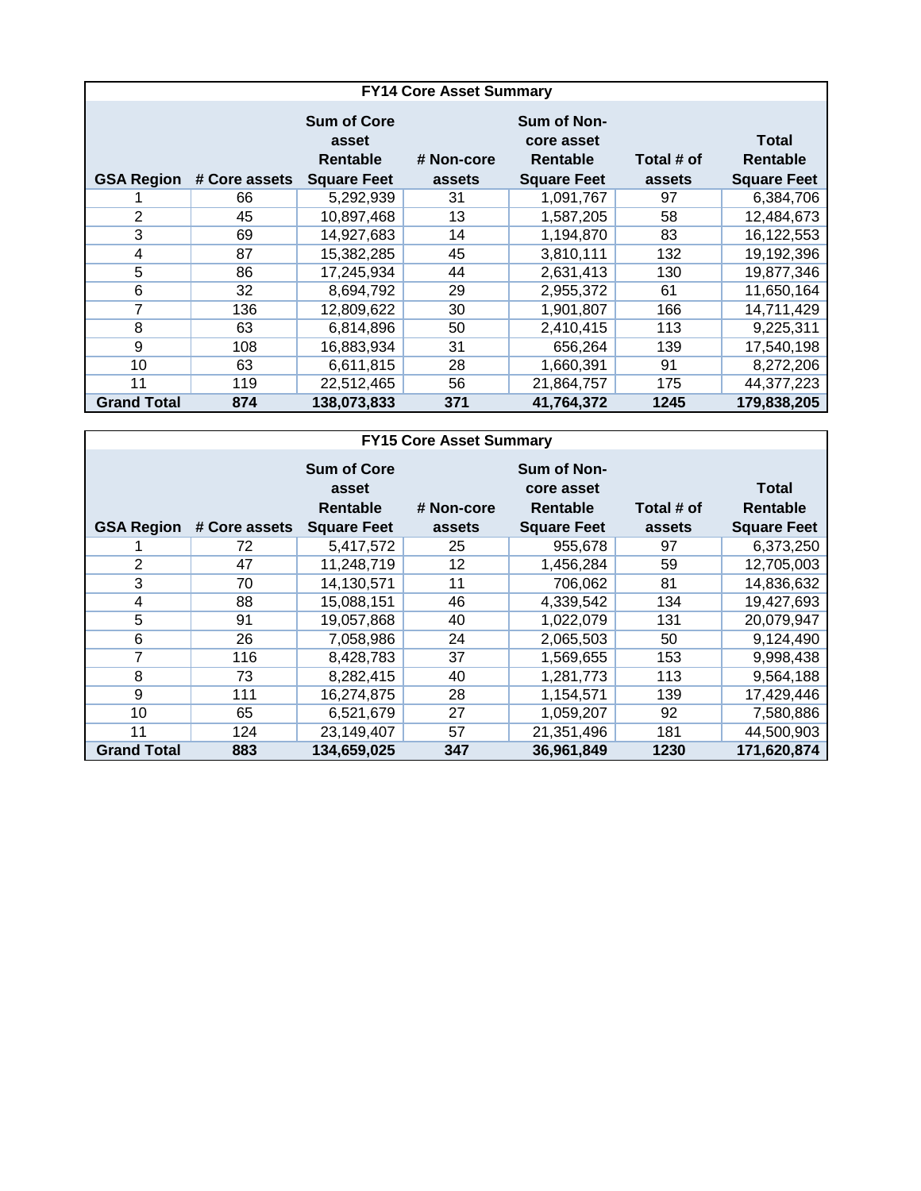| FY14 Core Asset Summary | | | | | | |
|---|---|---|---|---|---|---|
| **GSA Region** | **# Core assets** | **Sum of Core asset Rentable Square Feet** | **# Non-core assets** | **Sum of Non-core asset Rentable Square Feet** | **Total # of assets** | **Total Rentable Square Feet** |
| 1 | 66 | 5,292,939 | 31 | 1,091,767 | 97 | 6,384,706 |
| 2 | 45 | 10,897,468 | 13 | 1,587,205 | 58 | 12,484,673 |
| 3 | 69 | 14,927,683 | 14 | 1,194,870 | 83 | 16,122,553 |
| 4 | 87 | 15,382,285 | 45 | 3,810,111 | 132 | 19,192,396 |
| 5 | 86 | 17,245,934 | 44 | 2,631,413 | 130 | 19,877,346 |
| 6 | 32 | 8,694,792 | 29 | 2,955,372 | 61 | 11,650,164 |
| 7 | 136 | 12,809,622 | 30 | 1,901,807 | 166 | 14,711,429 |
| 8 | 63 | 6,814,896 | 50 | 2,410,415 | 113 | 9,225,311 |
| 9 | 108 | 16,883,934 | 31 | 656,264 | 139 | 17,540,198 |
| 10 | 63 | 6,611,815 | 28 | 1,660,391 | 91 | 8,272,206 |
| 11 | 119 | 22,512,465 | 56 | 21,864,757 | 175 | 44,377,223 |
| **Grand Total** | **874** | **138,073,833** | **371** | **41,764,372** | **1245** | **179,838,205** |

| FY15 Core Asset Summary | | | | | | |
|---|---|---|---|---|---|---|
| **GSA Region** | **# Core assets** | **Sum of Core asset Rentable Square Feet** | **# Non-core assets** | **Sum of Non-core asset Rentable Square Feet** | **Total # of assets** | **Total Rentable Square Feet** |
| 1 | 72 | 5,417,572 | 25 | 955,678 | 97 | 6,373,250 |
| 2 | 47 | 11,248,719 | 12 | 1,456,284 | 59 | 12,705,003 |
| 3 | 70 | 14,130,571 | 11 | 706,062 | 81 | 14,836,632 |
| 4 | 88 | 15,088,151 | 46 | 4,339,542 | 134 | 19,427,693 |
| 5 | 91 | 19,057,868 | 40 | 1,022,079 | 131 | 20,079,947 |
| 6 | 26 | 7,058,986 | 24 | 2,065,503 | 50 | 9,124,490 |
| 7 | 116 | 8,428,783 | 37 | 1,569,655 | 153 | 9,998,438 |
| 8 | 73 | 8,282,415 | 40 | 1,281,773 | 113 | 9,564,188 |
| 9 | 111 | 16,274,875 | 28 | 1,154,571 | 139 | 17,429,446 |
| 10 | 65 | 6,521,679 | 27 | 1,059,207 | 92 | 7,580,886 |
| 11 | 124 | 23,149,407 | 57 | 21,351,496 | 181 | 44,500,903 |
| **Grand Total** | **883** | **134,659,025** | **347** | **36,961,849** | **1230** | **171,620,874** |